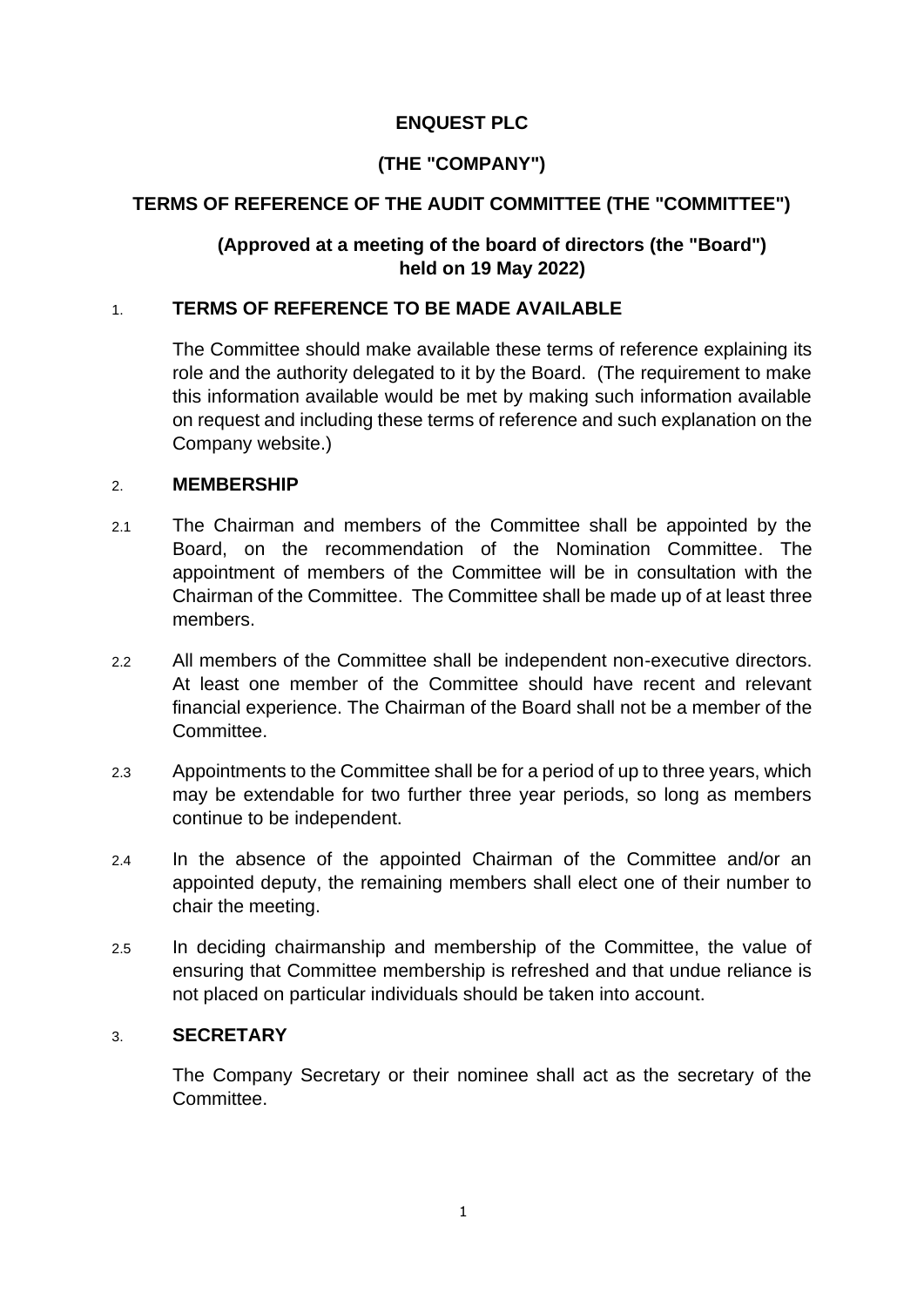**ENQUEST PLC**

**(THE "COMPANY")**

**TERMS OF REFERENCE OF THE AUDIT COMMITTEE (THE "COMMITTEE")**

**(Approved at a meeting of the board of directors (the "Board") held on 19 May 2022)**

## 1. TERMS OF REFERENCE TO BE MADE AVAILABLE

The Committee should make available these terms of reference explaining its role and the authority delegated to it by the Board. (The requirement to make this information available would be met by making such information available on request and including these terms of reference and such explanation on the Company website.)

## 2. MEMBERSHIP

2.1 The Chairman and members of the Committee shall be appointed by the Board, on the recommendation of the Nomination Committee. The appointment of members of the Committee will be in consultation with the Chairman of the Committee. The Committee shall be made up of at least three members.

2.2 All members of the Committee shall be independent non-executive directors. At least one member of the Committee should have recent and relevant financial experience. The Chairman of the Board shall not be a member of the Committee.

2.3 Appointments to the Committee shall be for a period of up to three years, which may be extendable for two further three year periods, so long as members continue to be independent.

2.4 In the absence of the appointed Chairman of the Committee and/or an appointed deputy, the remaining members shall elect one of their number to chair the meeting.

2.5 In deciding chairmanship and membership of the Committee, the value of ensuring that Committee membership is refreshed and that undue reliance is not placed on particular individuals should be taken into account.

## 3. SECRETARY

The Company Secretary or their nominee shall act as the secretary of the Committee.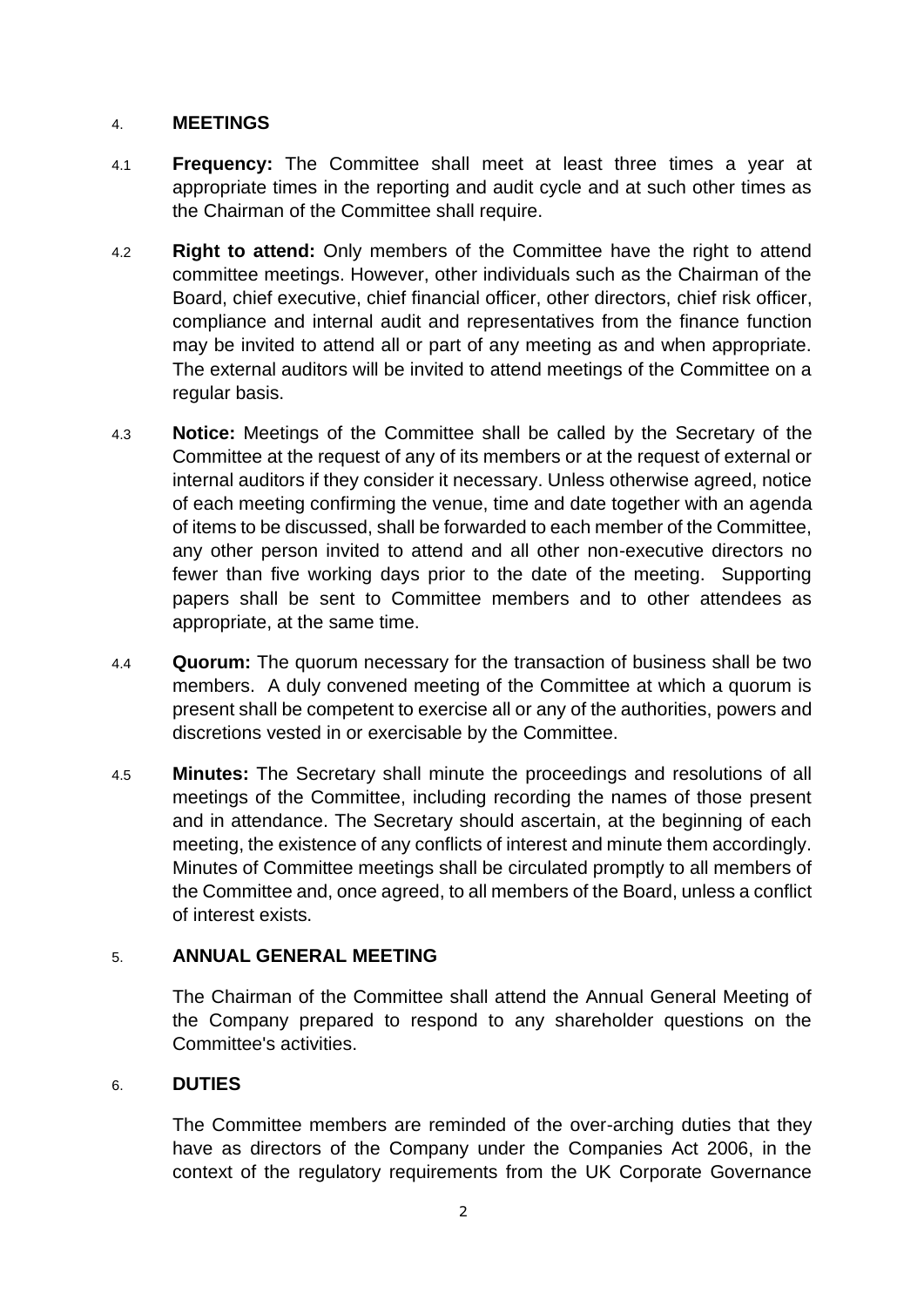## 4. MEETINGS

4.1 **Frequency:** The Committee shall meet at least three times a year at appropriate times in the reporting and audit cycle and at such other times as the Chairman of the Committee shall require.

4.2 **Right to attend:** Only members of the Committee have the right to attend committee meetings. However, other individuals such as the Chairman of the Board, chief executive, chief financial officer, other directors, chief risk officer, compliance and internal audit and representatives from the finance function may be invited to attend all or part of any meeting as and when appropriate. The external auditors will be invited to attend meetings of the Committee on a regular basis.

4.3 **Notice:** Meetings of the Committee shall be called by the Secretary of the Committee at the request of any of its members or at the request of external or internal auditors if they consider it necessary. Unless otherwise agreed, notice of each meeting confirming the venue, time and date together with an agenda of items to be discussed, shall be forwarded to each member of the Committee, any other person invited to attend and all other non-executive directors no fewer than five working days prior to the date of the meeting. Supporting papers shall be sent to Committee members and to other attendees as appropriate, at the same time.

4.4 **Quorum:** The quorum necessary for the transaction of business shall be two members. A duly convened meeting of the Committee at which a quorum is present shall be competent to exercise all or any of the authorities, powers and discretions vested in or exercisable by the Committee.

4.5 **Minutes:** The Secretary shall minute the proceedings and resolutions of all meetings of the Committee, including recording the names of those present and in attendance. The Secretary should ascertain, at the beginning of each meeting, the existence of any conflicts of interest and minute them accordingly. Minutes of Committee meetings shall be circulated promptly to all members of the Committee and, once agreed, to all members of the Board, unless a conflict of interest exists.

## 5. ANNUAL GENERAL MEETING

The Chairman of the Committee shall attend the Annual General Meeting of the Company prepared to respond to any shareholder questions on the Committee's activities.

## 6. DUTIES

The Committee members are reminded of the over-arching duties that they have as directors of the Company under the Companies Act 2006, in the context of the regulatory requirements from the UK Corporate Governance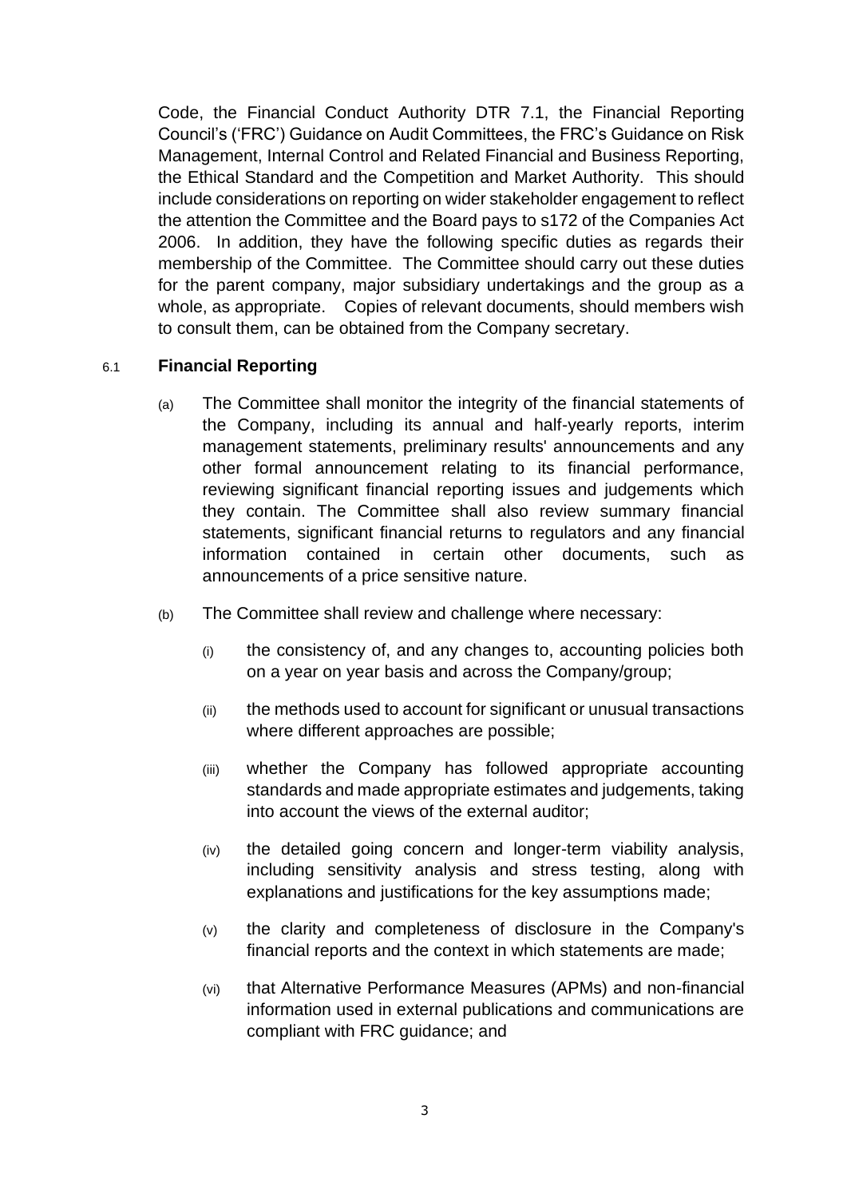Code, the Financial Conduct Authority DTR 7.1, the Financial Reporting Council's ('FRC') Guidance on Audit Committees, the FRC's Guidance on Risk Management, Internal Control and Related Financial and Business Reporting, the Ethical Standard and the Competition and Market Authority. This should include considerations on reporting on wider stakeholder engagement to reflect the attention the Committee and the Board pays to s172 of the Companies Act 2006. In addition, they have the following specific duties as regards their membership of the Committee. The Committee should carry out these duties for the parent company, major subsidiary undertakings and the group as a whole, as appropriate. Copies of relevant documents, should members wish to consult them, can be obtained from the Company secretary.

6.1 **Financial Reporting**

(a) The Committee shall monitor the integrity of the financial statements of the Company, including its annual and half-yearly reports, interim management statements, preliminary results' announcements and any other formal announcement relating to its financial performance, reviewing significant financial reporting issues and judgements which they contain. The Committee shall also review summary financial statements, significant financial returns to regulators and any financial information contained in certain other documents, such as announcements of a price sensitive nature.

(b) The Committee shall review and challenge where necessary:

(i) the consistency of, and any changes to, accounting policies both on a year on year basis and across the Company/group;

(ii) the methods used to account for significant or unusual transactions where different approaches are possible;

(iii) whether the Company has followed appropriate accounting standards and made appropriate estimates and judgements, taking into account the views of the external auditor;

(iv) the detailed going concern and longer-term viability analysis, including sensitivity analysis and stress testing, along with explanations and justifications for the key assumptions made;

(v) the clarity and completeness of disclosure in the Company's financial reports and the context in which statements are made;

(vi) that Alternative Performance Measures (APMs) and non-financial information used in external publications and communications are compliant with FRC guidance; and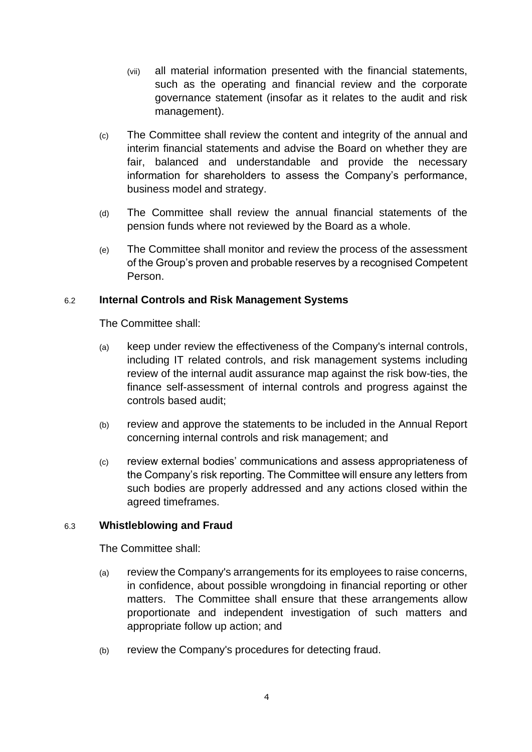(vii) all material information presented with the financial statements, such as the operating and financial review and the corporate governance statement (insofar as it relates to the audit and risk management).

(c) The Committee shall review the content and integrity of the annual and interim financial statements and advise the Board on whether they are fair, balanced and understandable and provide the necessary information for shareholders to assess the Company's performance, business model and strategy.

(d) The Committee shall review the annual financial statements of the pension funds where not reviewed by the Board as a whole.

(e) The Committee shall monitor and review the process of the assessment of the Group's proven and probable reserves by a recognised Competent Person.

6.2 **Internal Controls and Risk Management Systems**

The Committee shall:

(a) keep under review the effectiveness of the Company's internal controls, including IT related controls, and risk management systems including review of the internal audit assurance map against the risk bow-ties, the finance self-assessment of internal controls and progress against the controls based audit;

(b) review and approve the statements to be included in the Annual Report concerning internal controls and risk management; and

(c) review external bodies' communications and assess appropriateness of the Company's risk reporting. The Committee will ensure any letters from such bodies are properly addressed and any actions closed within the agreed timeframes.

6.3 **Whistleblowing and Fraud**

The Committee shall:

(a) review the Company's arrangements for its employees to raise concerns, in confidence, about possible wrongdoing in financial reporting or other matters. The Committee shall ensure that these arrangements allow proportionate and independent investigation of such matters and appropriate follow up action; and

(b) review the Company's procedures for detecting fraud.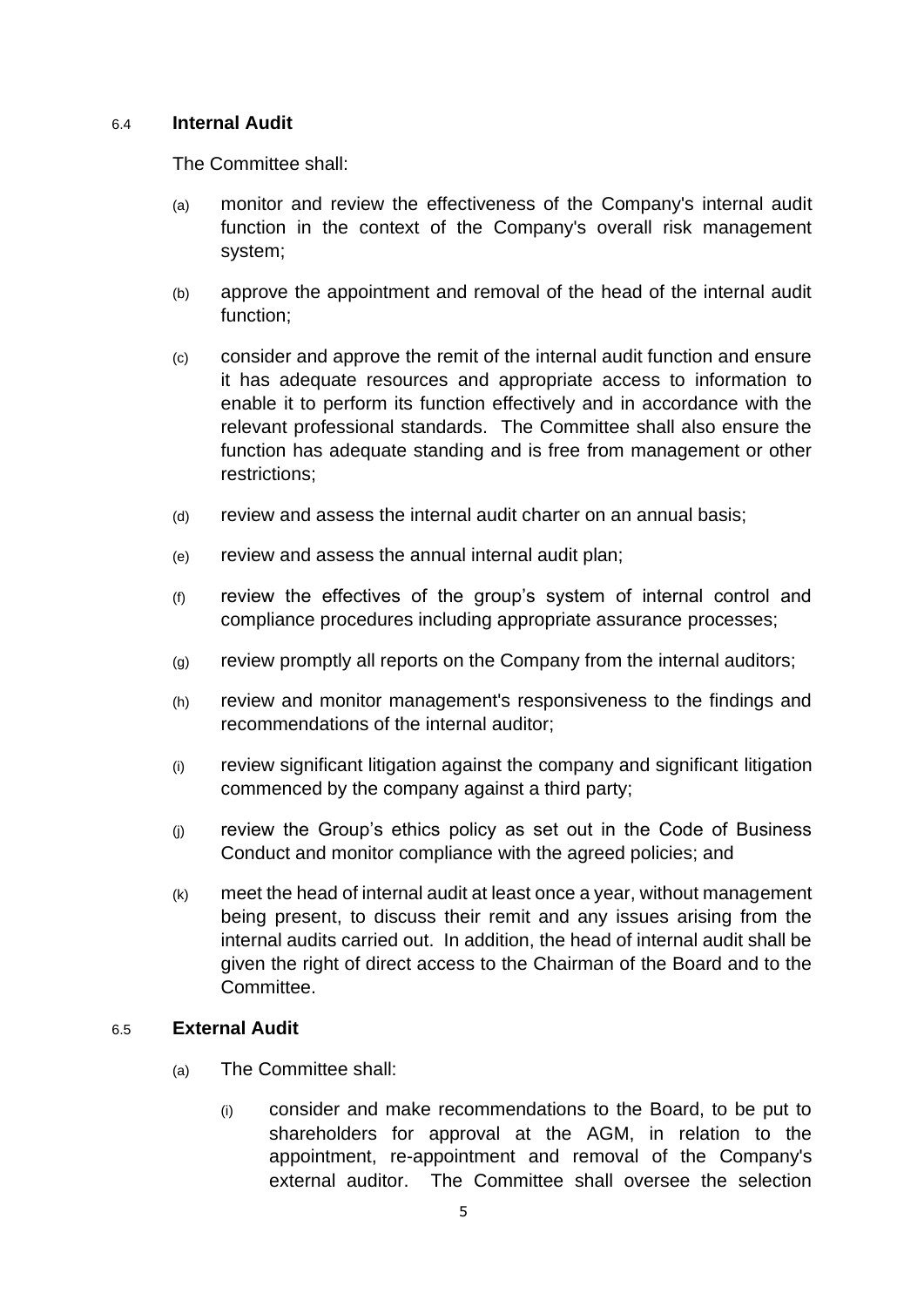### 6.4 Internal Audit

The Committee shall:

(a) monitor and review the effectiveness of the Company's internal audit function in the context of the Company's overall risk management system;

(b) approve the appointment and removal of the head of the internal audit function;

(c) consider and approve the remit of the internal audit function and ensure it has adequate resources and appropriate access to information to enable it to perform its function effectively and in accordance with the relevant professional standards. The Committee shall also ensure the function has adequate standing and is free from management or other restrictions;

(d) review and assess the internal audit charter on an annual basis;

(e) review and assess the annual internal audit plan;

(f) review the effectives of the group's system of internal control and compliance procedures including appropriate assurance processes;

(g) review promptly all reports on the Company from the internal auditors;

(h) review and monitor management's responsiveness to the findings and recommendations of the internal auditor;

(i) review significant litigation against the company and significant litigation commenced by the company against a third party;

(j) review the Group's ethics policy as set out in the Code of Business Conduct and monitor compliance with the agreed policies; and

(k) meet the head of internal audit at least once a year, without management being present, to discuss their remit and any issues arising from the internal audits carried out. In addition, the head of internal audit shall be given the right of direct access to the Chairman of the Board and to the Committee.

### 6.5 External Audit

(a) The Committee shall:

(i) consider and make recommendations to the Board, to be put to shareholders for approval at the AGM, in relation to the appointment, re-appointment and removal of the Company's external auditor. The Committee shall oversee the selection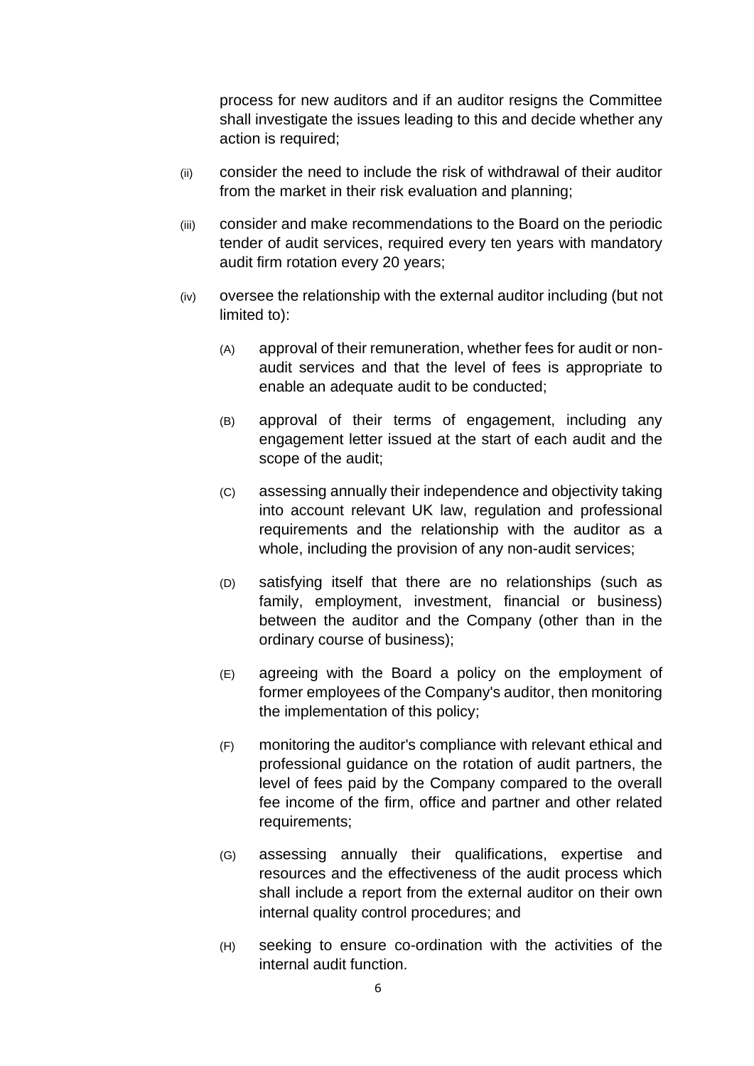process for new auditors and if an auditor resigns the Committee shall investigate the issues leading to this and decide whether any action is required;

(ii) consider the need to include the risk of withdrawal of their auditor from the market in their risk evaluation and planning;

(iii) consider and make recommendations to the Board on the periodic tender of audit services, required every ten years with mandatory audit firm rotation every 20 years;

(iv) oversee the relationship with the external auditor including (but not limited to):

  (A) approval of their remuneration, whether fees for audit or non-audit services and that the level of fees is appropriate to enable an adequate audit to be conducted;

  (B) approval of their terms of engagement, including any engagement letter issued at the start of each audit and the scope of the audit;

  (C) assessing annually their independence and objectivity taking into account relevant UK law, regulation and professional requirements and the relationship with the auditor as a whole, including the provision of any non-audit services;

  (D) satisfying itself that there are no relationships (such as family, employment, investment, financial or business) between the auditor and the Company (other than in the ordinary course of business);

  (E) agreeing with the Board a policy on the employment of former employees of the Company's auditor, then monitoring the implementation of this policy;

  (F) monitoring the auditor's compliance with relevant ethical and professional guidance on the rotation of audit partners, the level of fees paid by the Company compared to the overall fee income of the firm, office and partner and other related requirements;

  (G) assessing annually their qualifications, expertise and resources and the effectiveness of the audit process which shall include a report from the external auditor on their own internal quality control procedures; and

  (H) seeking to ensure co-ordination with the activities of the internal audit function.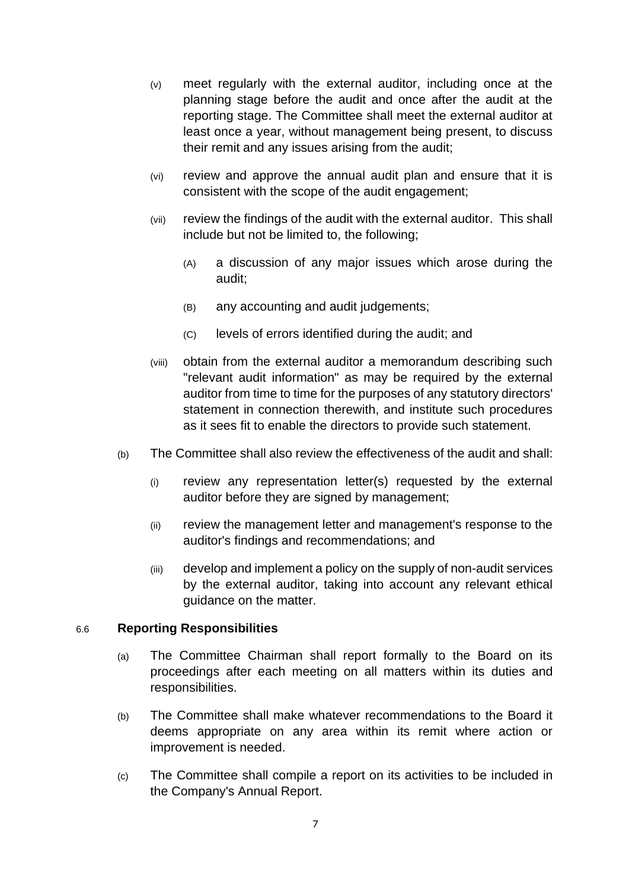(v) meet regularly with the external auditor, including once at the planning stage before the audit and once after the audit at the reporting stage. The Committee shall meet the external auditor at least once a year, without management being present, to discuss their remit and any issues arising from the audit;

(vi) review and approve the annual audit plan and ensure that it is consistent with the scope of the audit engagement;

(vii) review the findings of the audit with the external auditor. This shall include but not be limited to, the following;

  (A) a discussion of any major issues which arose during the audit;

  (B) any accounting and audit judgements;

  (C) levels of errors identified during the audit; and

(viii) obtain from the external auditor a memorandum describing such "relevant audit information" as may be required by the external auditor from time to time for the purposes of any statutory directors' statement in connection therewith, and institute such procedures as it sees fit to enable the directors to provide such statement.

(b) The Committee shall also review the effectiveness of the audit and shall:

  (i) review any representation letter(s) requested by the external auditor before they are signed by management;

  (ii) review the management letter and management's response to the auditor's findings and recommendations; and

  (iii) develop and implement a policy on the supply of non-audit services by the external auditor, taking into account any relevant ethical guidance on the matter.

## 6.6 **Reporting Responsibilities**

(a) The Committee Chairman shall report formally to the Board on its proceedings after each meeting on all matters within its duties and responsibilities.

(b) The Committee shall make whatever recommendations to the Board it deems appropriate on any area within its remit where action or improvement is needed.

(c) The Committee shall compile a report on its activities to be included in the Company's Annual Report.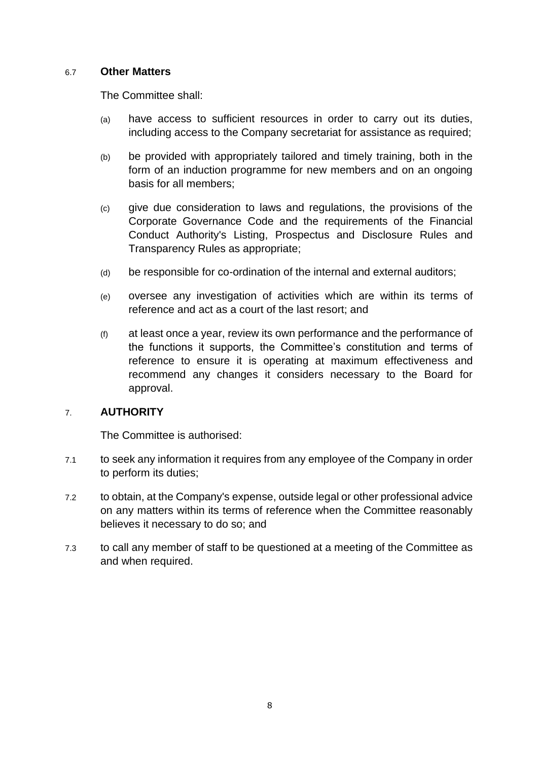### 6.7 **Other Matters**

The Committee shall:

(a) have access to sufficient resources in order to carry out its duties, including access to the Company secretariat for assistance as required;

(b) be provided with appropriately tailored and timely training, both in the form of an induction programme for new members and on an ongoing basis for all members;

(c) give due consideration to laws and regulations, the provisions of the Corporate Governance Code and the requirements of the Financial Conduct Authority's Listing, Prospectus and Disclosure Rules and Transparency Rules as appropriate;

(d) be responsible for co-ordination of the internal and external auditors;

(e) oversee any investigation of activities which are within its terms of reference and act as a court of the last resort; and

(f) at least once a year, review its own performance and the performance of the functions it supports, the Committee's constitution and terms of reference to ensure it is operating at maximum effectiveness and recommend any changes it considers necessary to the Board for approval.

## 7. **AUTHORITY**

The Committee is authorised:

7.1 to seek any information it requires from any employee of the Company in order to perform its duties;

7.2 to obtain, at the Company's expense, outside legal or other professional advice on any matters within its terms of reference when the Committee reasonably believes it necessary to do so; and

7.3 to call any member of staff to be questioned at a meeting of the Committee as and when required.